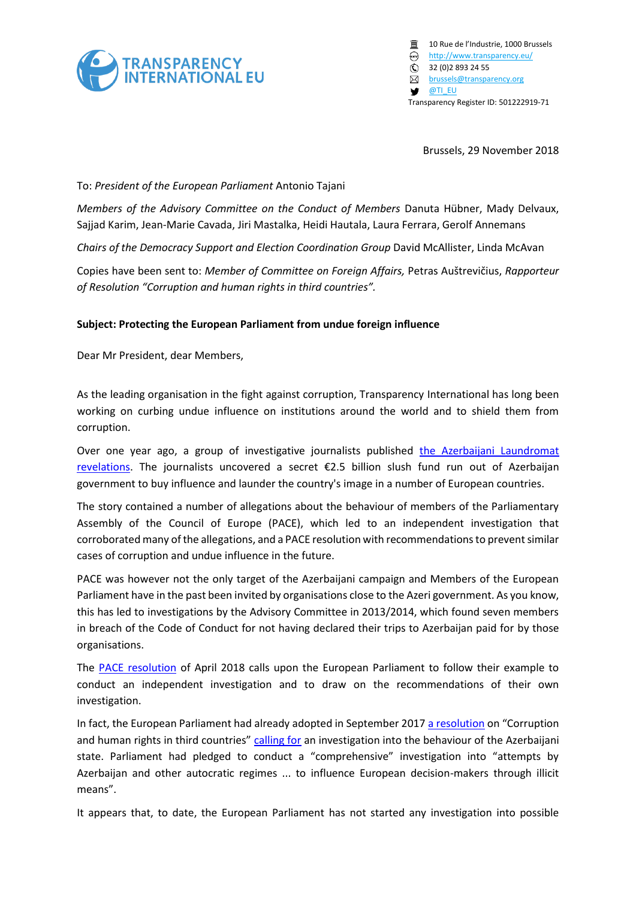TRANSPARENCY INTERNATIONAL EU

10 Rue de l'Industrie, 1000 Brussels
http://www.transparency.eu/
32 (0)2 893 24 55
brussels@transparency.org
@TI_EU
Transparency Register ID: 501222919-71

Brussels, 29 November 2018

To: *President of the European Parliament* Antonio Tajani

*Members of the Advisory Committee on the Conduct of Members* Danuta Hübner, Mady Delvaux, Sajjad Karim, Jean-Marie Cavada, Jiri Mastalka, Heidi Hautala, Laura Ferrara, Gerolf Annemans

*Chairs of the Democracy Support and Election Coordination Group* David McAllister, Linda McAvan

Copies have been sent to: *Member of Committee on Foreign Affairs,* Petras Auštrevičius, *Rapporteur of Resolution "Corruption and human rights in third countries".*

**Subject: Protecting the European Parliament from undue foreign influence**

Dear Mr President, dear Members,

As the leading organisation in the fight against corruption, Transparency International has long been working on curbing undue influence on institutions around the world and to shield them from corruption.

Over one year ago, a group of investigative journalists published the Azerbaijani Laundromat revelations. The journalists uncovered a secret €2.5 billion slush fund run out of Azerbaijan government to buy influence and launder the country's image in a number of European countries.

The story contained a number of allegations about the behaviour of members of the Parliamentary Assembly of the Council of Europe (PACE), which led to an independent investigation that corroborated many of the allegations, and a PACE resolution with recommendations to prevent similar cases of corruption and undue influence in the future.

PACE was however not the only target of the Azerbaijani campaign and Members of the European Parliament have in the past been invited by organisations close to the Azeri government. As you know, this has led to investigations by the Advisory Committee in 2013/2014, which found seven members in breach of the Code of Conduct for not having declared their trips to Azerbaijan paid for by those organisations.

The PACE resolution of April 2018 calls upon the European Parliament to follow their example to conduct an independent investigation and to draw on the recommendations of their own investigation.

In fact, the European Parliament had already adopted in September 2017 a resolution on "Corruption and human rights in third countries" calling for an investigation into the behaviour of the Azerbaijani state. Parliament had pledged to conduct a "comprehensive" investigation into "attempts by Azerbaijan and other autocratic regimes ... to influence European decision-makers through illicit means".

It appears that, to date, the European Parliament has not started any investigation into possible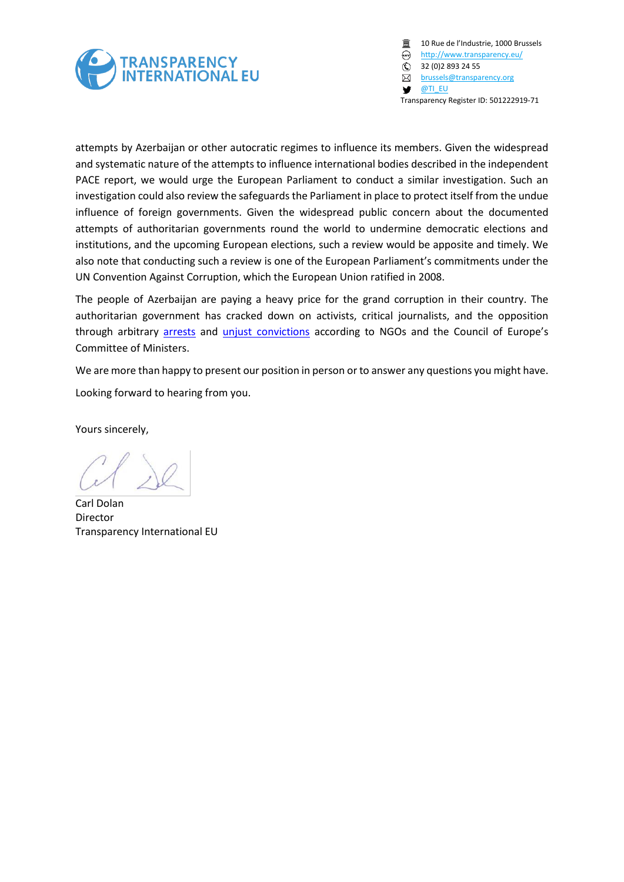attempts by Azerbaijan or other autocratic regimes to influence its members. Given the widespread and systematic nature of the attempts to influence international bodies described in the independent PACE report, we would urge the European Parliament to conduct a similar investigation. Such an investigation could also review the safeguards the Parliament in place to protect itself from the undue influence of foreign governments. Given the widespread public concern about the documented attempts of authoritarian governments round the world to undermine democratic elections and institutions, and the upcoming European elections, such a review would be apposite and timely. We also note that conducting such a review is one of the European Parliament's commitments under the UN Convention Against Corruption, which the European Union ratified in 2008.

The people of Azerbaijan are paying a heavy price for the grand corruption in their country. The authoritarian government has cracked down on activists, critical journalists, and the opposition through arbitrary arrests and unjust convictions according to NGOs and the Council of Europe's Committee of Ministers.

We are more than happy to present our position in person or to answer any questions you might have.

Looking forward to hearing from you.

Yours sincerely,

Carl Dolan
Director
Transparency International EU